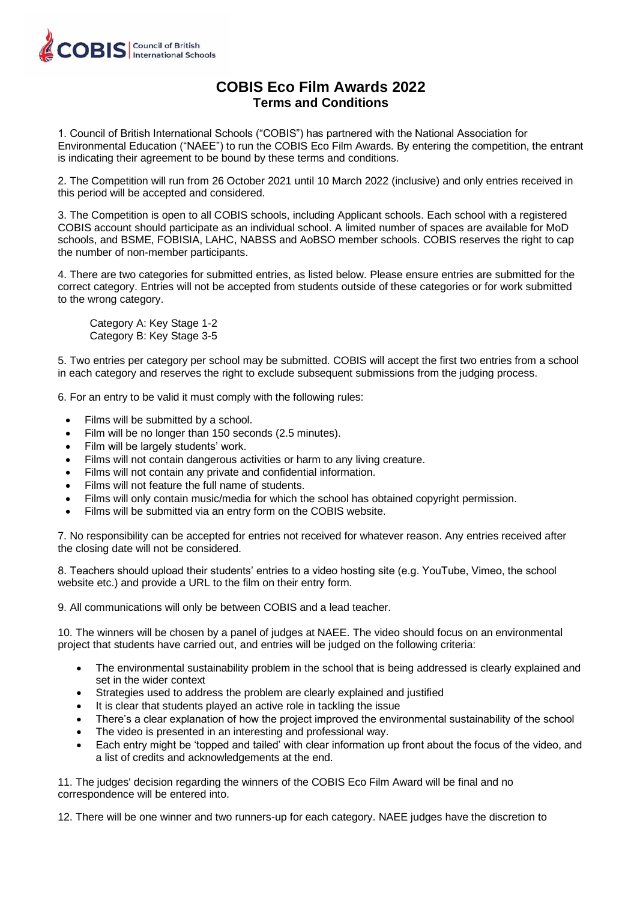# COBIS Eco Film Awards 2022
## Terms and Conditions

1. Council of British International Schools ("COBIS") has partnered with the National Association for Environmental Education ("NAEE") to run the COBIS Eco Film Awards. By entering the competition, the entrant is indicating their agreement to be bound by these terms and conditions.

2. The Competition will run from 26 October 2021 until 10 March 2022 (inclusive) and only entries received in this period will be accepted and considered.

3. The Competition is open to all COBIS schools, including Applicant schools. Each school with a registered COBIS account should participate as an individual school. A limited number of spaces are available for MoD schools, and BSME, FOBISIA, LAHC, NABSS and AoBSO member schools. COBIS reserves the right to cap the number of non-member participants.

4. There are two categories for submitted entries, as listed below. Please ensure entries are submitted for the correct category. Entries will not be accepted from students outside of these categories or for work submitted to the wrong category.

Category A: Key Stage 1-2
Category B: Key Stage 3-5

5. Two entries per category per school may be submitted. COBIS will accept the first two entries from a school in each category and reserves the right to exclude subsequent submissions from the judging process.

6. For an entry to be valid it must comply with the following rules:

- Films will be submitted by a school.
- Film will be no longer than 150 seconds (2.5 minutes).
- Film will be largely students' work.
- Films will not contain dangerous activities or harm to any living creature.
- Films will not contain any private and confidential information.
- Films will not feature the full name of students.
- Films will only contain music/media for which the school has obtained copyright permission.
- Films will be submitted via an entry form on the COBIS website.

7. No responsibility can be accepted for entries not received for whatever reason. Any entries received after the closing date will not be considered.

8. Teachers should upload their students' entries to a video hosting site (e.g. YouTube, Vimeo, the school website etc.) and provide a URL to the film on their entry form.

9. All communications will only be between COBIS and a lead teacher.

10. The winners will be chosen by a panel of judges at NAEE. The video should focus on an environmental project that students have carried out, and entries will be judged on the following criteria:

- The environmental sustainability problem in the school that is being addressed is clearly explained and set in the wider context
- Strategies used to address the problem are clearly explained and justified
- It is clear that students played an active role in tackling the issue
- There's a clear explanation of how the project improved the environmental sustainability of the school
- The video is presented in an interesting and professional way.
- Each entry might be 'topped and tailed' with clear information up front about the focus of the video, and a list of credits and acknowledgements at the end.

11. The judges' decision regarding the winners of the COBIS Eco Film Award will be final and no correspondence will be entered into.

12. There will be one winner and two runners-up for each category. NAEE judges have the discretion to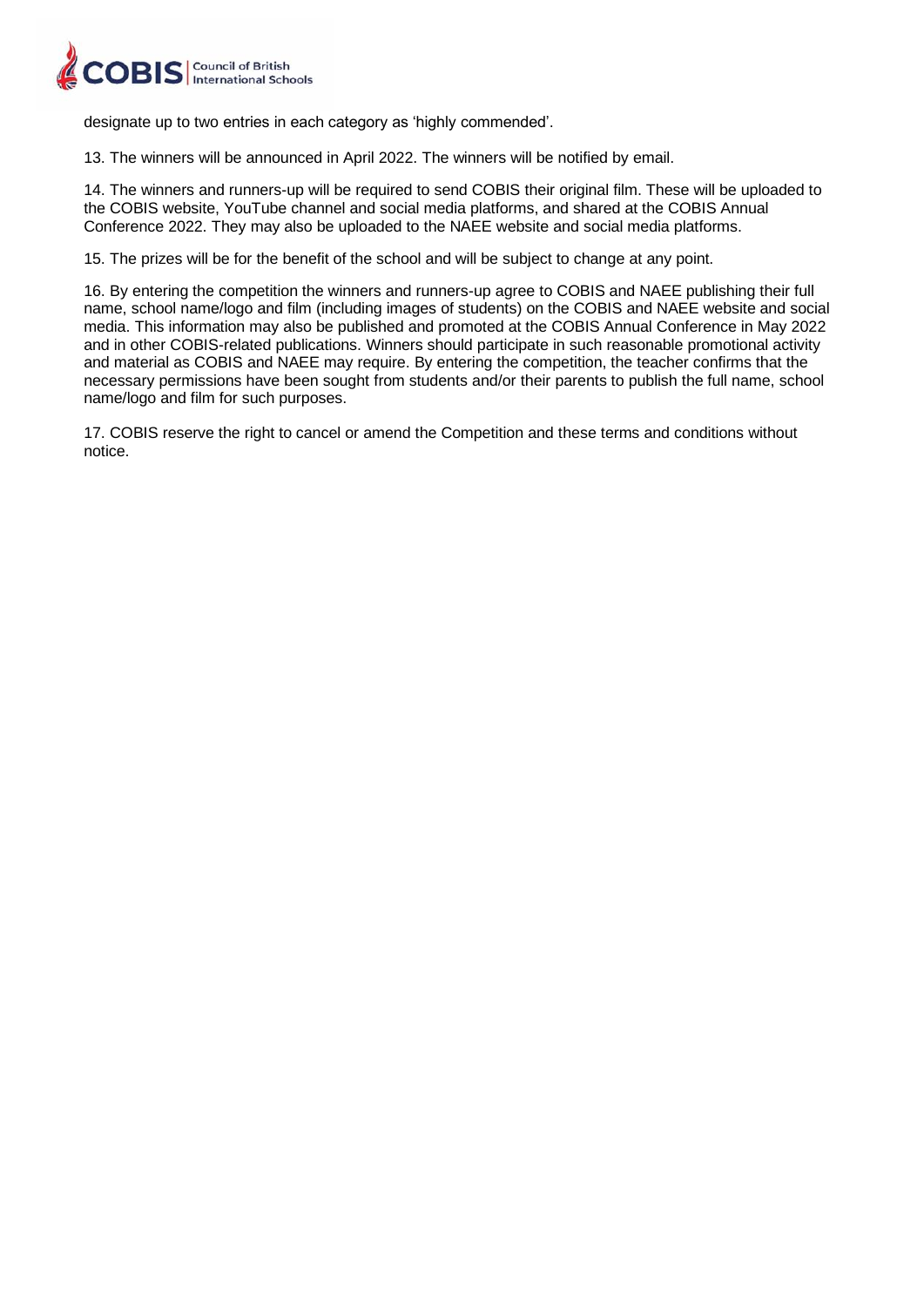designate up to two entries in each category as 'highly commended'.

13. The winners will be announced in April 2022. The winners will be notified by email.

14. The winners and runners-up will be required to send COBIS their original film. These will be uploaded to the COBIS website, YouTube channel and social media platforms, and shared at the COBIS Annual Conference 2022. They may also be uploaded to the NAEE website and social media platforms.

15. The prizes will be for the benefit of the school and will be subject to change at any point.

16. By entering the competition the winners and runners-up agree to COBIS and NAEE publishing their full name, school name/logo and film (including images of students) on the COBIS and NAEE website and social media. This information may also be published and promoted at the COBIS Annual Conference in May 2022 and in other COBIS-related publications. Winners should participate in such reasonable promotional activity and material as COBIS and NAEE may require. By entering the competition, the teacher confirms that the necessary permissions have been sought from students and/or their parents to publish the full name, school name/logo and film for such purposes.

17. COBIS reserve the right to cancel or amend the Competition and these terms and conditions without notice.